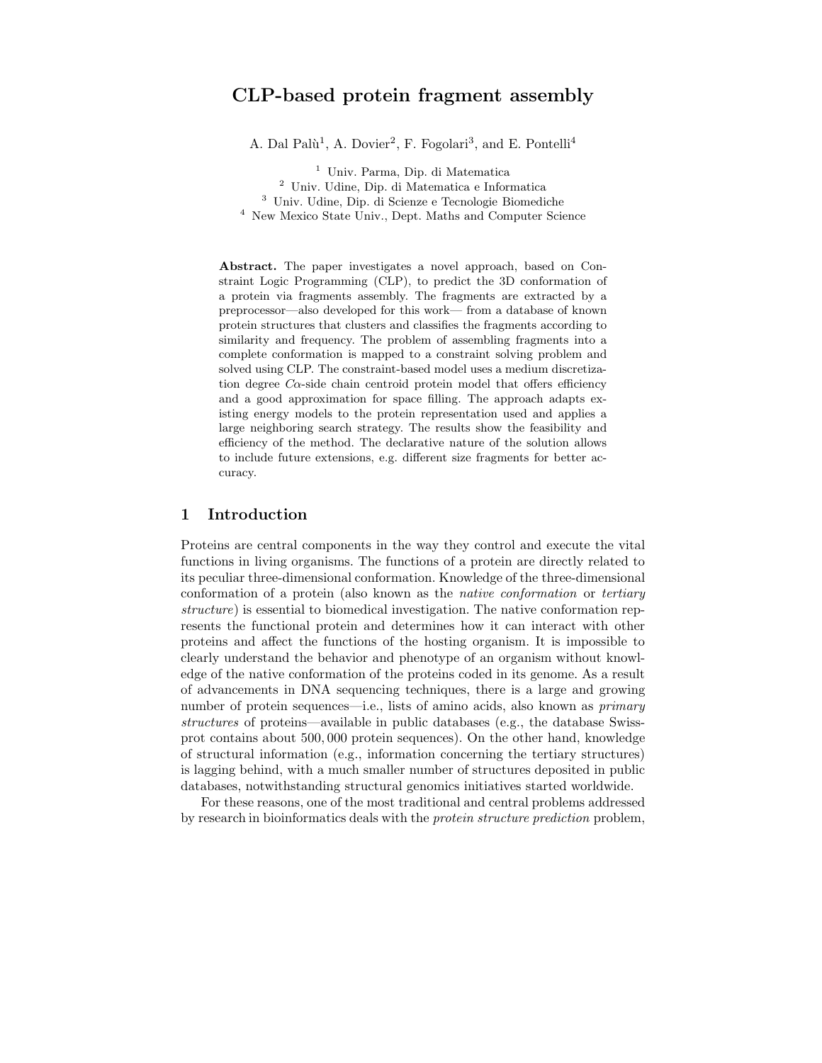# CLP-based protein fragment assembly

A. Dal Palù[1], A. Dovier[2], F. Fogolari[3], and E. Pontelli[4]

[1] Univ. Parma, Dip. di Matematica
[2] Univ. Udine, Dip. di Matematica e Informatica
[3] Univ. Udine, Dip. di Scienze e Tecnologie Biomediche
[4] New Mexico State Univ., Dept. Maths and Computer Science

**Abstract.** The paper investigates a novel approach, based on Constraint Logic Programming (CLP), to predict the 3D conformation of a protein via fragments assembly. The fragments are extracted by a preprocessor—also developed for this work— from a database of known protein structures that clusters and classifies the fragments according to similarity and frequency. The problem of assembling fragments into a complete conformation is mapped to a constraint solving problem and solved using CLP. The constraint-based model uses a medium discretization degree $C\alpha$-side chain centroid protein model that offers efficiency and a good approximation for space filling. The approach adapts existing energy models to the protein representation used and applies a large neighboring search strategy. The results show the feasibility and efficiency of the method. The declarative nature of the solution allows to include future extensions, e.g. different size fragments for better accuracy.

## 1 Introduction

Proteins are central components in the way they control and execute the vital functions in living organisms. The functions of a protein are directly related to its peculiar three-dimensional conformation. Knowledge of the three-dimensional conformation of a protein (also known as the *native conformation* or *tertiary structure*) is essential to biomedical investigation. The native conformation represents the functional protein and determines how it can interact with other proteins and affect the functions of the hosting organism. It is impossible to clearly understand the behavior and phenotype of an organism without knowledge of the native conformation of the proteins coded in its genome. As a result of advancements in DNA sequencing techniques, there is a large and growing number of protein sequences—i.e., lists of amino acids, also known as *primary structures* of proteins—available in public databases (e.g., the database Swiss-prot contains about 500,000 protein sequences). On the other hand, knowledge of structural information (e.g., information concerning the tertiary structures) is lagging behind, with a much smaller number of structures deposited in public databases, notwithstanding structural genomics initiatives started worldwide.

For these reasons, one of the most traditional and central problems addressed by research in bioinformatics deals with the *protein structure prediction* problem,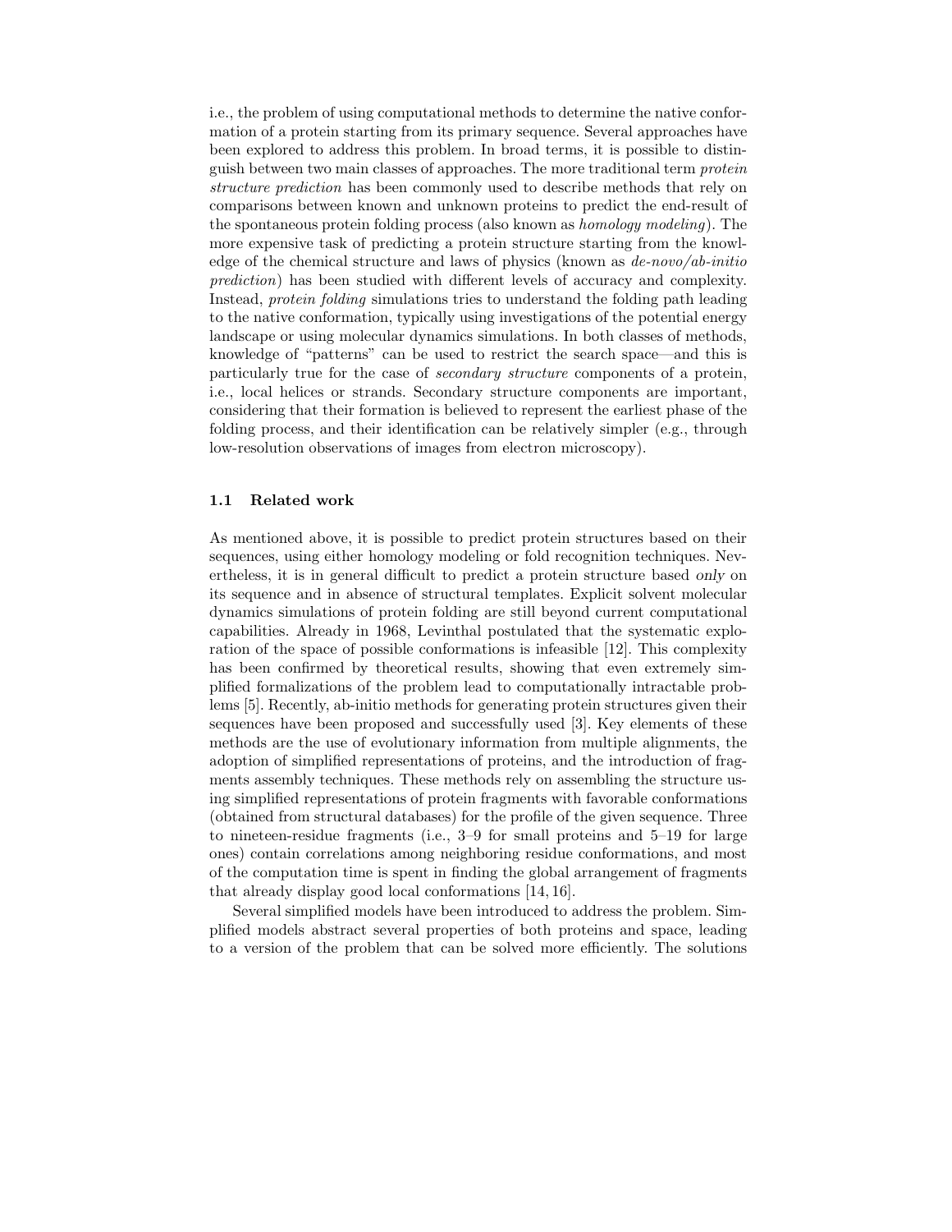i.e., the problem of using computational methods to determine the native conformation of a protein starting from its primary sequence. Several approaches have been explored to address this problem. In broad terms, it is possible to distinguish between two main classes of approaches. The more traditional term *protein structure prediction* has been commonly used to describe methods that rely on comparisons between known and unknown proteins to predict the end-result of the spontaneous protein folding process (also known as *homology modeling*). The more expensive task of predicting a protein structure starting from the knowledge of the chemical structure and laws of physics (known as *de-novo/ab-initio prediction*) has been studied with different levels of accuracy and complexity. Instead, *protein folding* simulations tries to understand the folding path leading to the native conformation, typically using investigations of the potential energy landscape or using molecular dynamics simulations. In both classes of methods, knowledge of "patterns" can be used to restrict the search space—and this is particularly true for the case of *secondary structure* components of a protein, i.e., local helices or strands. Secondary structure components are important, considering that their formation is believed to represent the earliest phase of the folding process, and their identification can be relatively simpler (e.g., through low-resolution observations of images from electron microscopy).

### 1.1 Related work

As mentioned above, it is possible to predict protein structures based on their sequences, using either homology modeling or fold recognition techniques. Nevertheless, it is in general difficult to predict a protein structure based *only* on its sequence and in absence of structural templates. Explicit solvent molecular dynamics simulations of protein folding are still beyond current computational capabilities. Already in 1968, Levinthal postulated that the systematic exploration of the space of possible conformations is infeasible [12]. This complexity has been confirmed by theoretical results, showing that even extremely simplified formalizations of the problem lead to computationally intractable problems [5]. Recently, ab-initio methods for generating protein structures given their sequences have been proposed and successfully used [3]. Key elements of these methods are the use of evolutionary information from multiple alignments, the adoption of simplified representations of proteins, and the introduction of fragments assembly techniques. These methods rely on assembling the structure using simplified representations of protein fragments with favorable conformations (obtained from structural databases) for the profile of the given sequence. Three to nineteen-residue fragments (i.e., 3–9 for small proteins and 5–19 for large ones) contain correlations among neighboring residue conformations, and most of the computation time is spent in finding the global arrangement of fragments that already display good local conformations [14, 16].

Several simplified models have been introduced to address the problem. Simplified models abstract several properties of both proteins and space, leading to a version of the problem that can be solved more efficiently. The solutions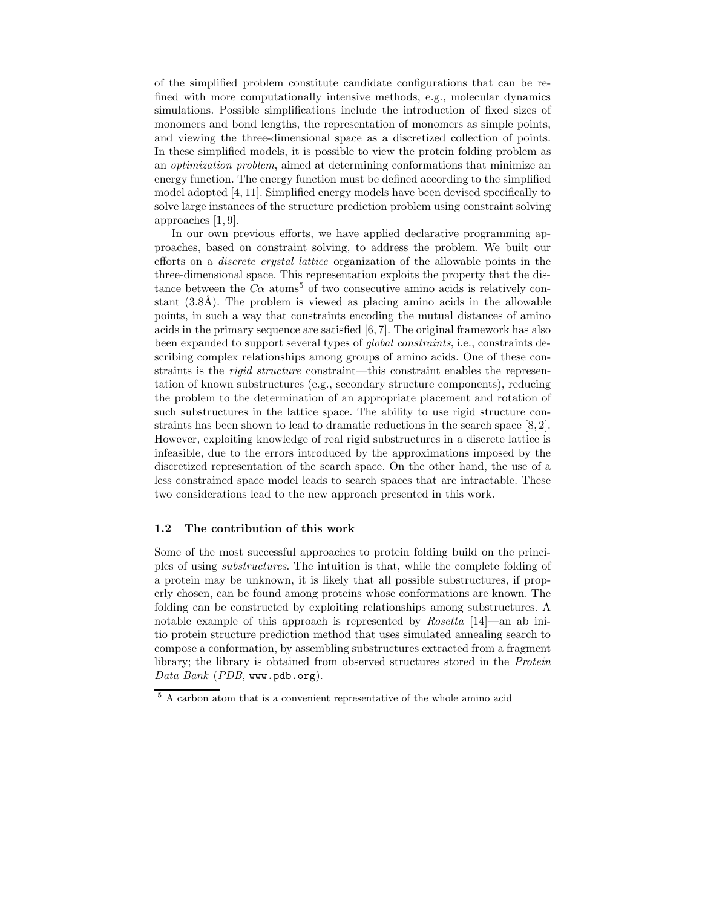of the simplified problem constitute candidate configurations that can be refined with more computationally intensive methods, e.g., molecular dynamics simulations. Possible simplifications include the introduction of fixed sizes of monomers and bond lengths, the representation of monomers as simple points, and viewing the three-dimensional space as a discretized collection of points. In these simplified models, it is possible to view the protein folding problem as an *optimization problem*, aimed at determining conformations that minimize an energy function. The energy function must be defined according to the simplified model adopted [4, 11]. Simplified energy models have been devised specifically to solve large instances of the structure prediction problem using constraint solving approaches [1, 9].

In our own previous efforts, we have applied declarative programming approaches, based on constraint solving, to address the problem. We built our efforts on a *discrete crystal lattice* organization of the allowable points in the three-dimensional space. This representation exploits the property that the distance between the $C\alpha$ atoms[5] of two consecutive amino acids is relatively constant (3.8Å). The problem is viewed as placing amino acids in the allowable points, in such a way that constraints encoding the mutual distances of amino acids in the primary sequence are satisfied [6, 7]. The original framework has also been expanded to support several types of *global constraints*, i.e., constraints describing complex relationships among groups of amino acids. One of these constraints is the *rigid structure* constraint—this constraint enables the representation of known substructures (e.g., secondary structure components), reducing the problem to the determination of an appropriate placement and rotation of such substructures in the lattice space. The ability to use rigid structure constraints has been shown to lead to dramatic reductions in the search space [8, 2]. However, exploiting knowledge of real rigid substructures in a discrete lattice is infeasible, due to the errors introduced by the approximations imposed by the discretized representation of the search space. On the other hand, the use of a less constrained space model leads to search spaces that are intractable. These two considerations lead to the new approach presented in this work.

### 1.2 The contribution of this work

Some of the most successful approaches to protein folding build on the principles of using *substructures*. The intuition is that, while the complete folding of a protein may be unknown, it is likely that all possible substructures, if properly chosen, can be found among proteins whose conformations are known. The folding can be constructed by exploiting relationships among substructures. A notable example of this approach is represented by *Rosetta* [14]—an ab initio protein structure prediction method that uses simulated annealing search to compose a conformation, by assembling substructures extracted from a fragment library; the library is obtained from observed structures stored in the *Protein Data Bank* (*PDB*, www.pdb.org).

[5] A carbon atom that is a convenient representative of the whole amino acid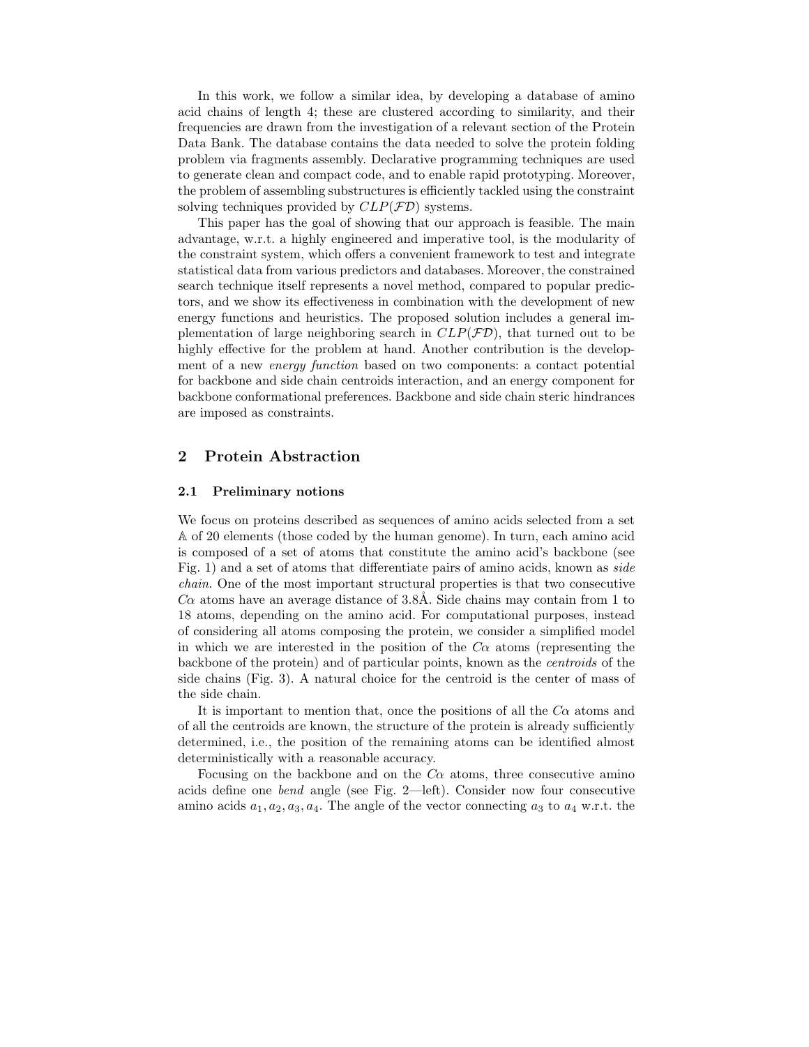In this work, we follow a similar idea, by developing a database of amino acid chains of length 4; these are clustered according to similarity, and their frequencies are drawn from the investigation of a relevant section of the Protein Data Bank. The database contains the data needed to solve the protein folding problem via fragments assembly. Declarative programming techniques are used to generate clean and compact code, and to enable rapid prototyping. Moreover, the problem of assembling substructures is efficiently tackled using the constraint solving techniques provided by $CLP(\mathcal{FD})$ systems.

This paper has the goal of showing that our approach is feasible. The main advantage, w.r.t. a highly engineered and imperative tool, is the modularity of the constraint system, which offers a convenient framework to test and integrate statistical data from various predictors and databases. Moreover, the constrained search technique itself represents a novel method, compared to popular predictors, and we show its effectiveness in combination with the development of new energy functions and heuristics. The proposed solution includes a general implementation of large neighboring search in $CLP(\mathcal{FD})$, that turned out to be highly effective for the problem at hand. Another contribution is the development of a new *energy function* based on two components: a contact potential for backbone and side chain centroids interaction, and an energy component for backbone conformational preferences. Backbone and side chain steric hindrances are imposed as constraints.

## 2 Protein Abstraction

### 2.1 Preliminary notions

We focus on proteins described as sequences of amino acids selected from a set $\mathbb{A}$ of 20 elements (those coded by the human genome). In turn, each amino acid is composed of a set of atoms that constitute the amino acid's backbone (see Fig. 1) and a set of atoms that differentiate pairs of amino acids, known as *side chain*. One of the most important structural properties is that two consecutive $C\alpha$ atoms have an average distance of 3.8Å. Side chains may contain from 1 to 18 atoms, depending on the amino acid. For computational purposes, instead of considering all atoms composing the protein, we consider a simplified model in which we are interested in the position of the $C\alpha$ atoms (representing the backbone of the protein) and of particular points, known as the *centroids* of the side chains (Fig. 3). A natural choice for the centroid is the center of mass of the side chain.

It is important to mention that, once the positions of all the $C\alpha$ atoms and of all the centroids are known, the structure of the protein is already sufficiently determined, i.e., the position of the remaining atoms can be identified almost deterministically with a reasonable accuracy.

Focusing on the backbone and on the $C\alpha$ atoms, three consecutive amino acids define one *bend* angle (see Fig. 2—left). Consider now four consecutive amino acids $a_1, a_2, a_3, a_4$. The angle of the vector connecting $a_3$ to $a_4$ w.r.t. the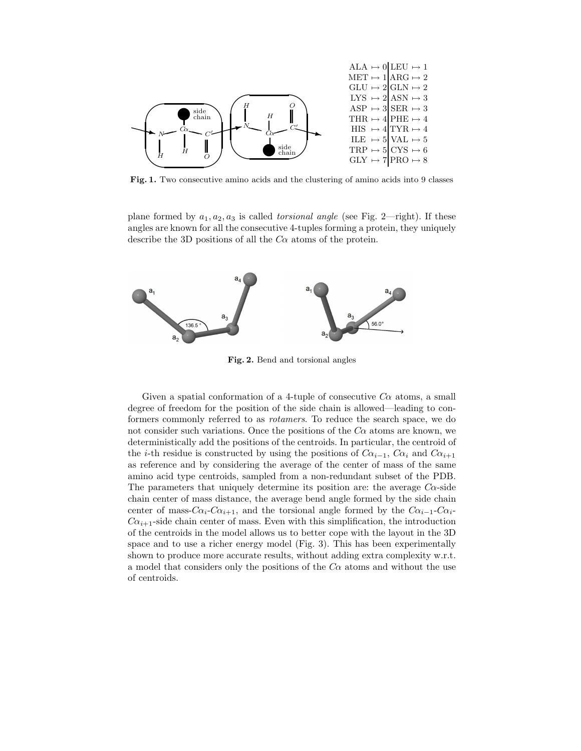| | |
|---|---|
| ALA $\mapsto$ 0 | LEU $\mapsto$ 1 |
| MET $\mapsto$ 1 | ARG $\mapsto$ 2 |
| GLU $\mapsto$ 2 | GLN $\mapsto$ 2 |
| LYS $\mapsto$ 2 | ASN $\mapsto$ 3 |
| ASP $\mapsto$ 3 | SER $\mapsto$ 3 |
| THR $\mapsto$ 4 | PHE $\mapsto$ 4 |
| HIS $\mapsto$ 4 | TYR $\mapsto$ 4 |
| ILE $\mapsto$ 5 | VAL $\mapsto$ 5 |
| TRP $\mapsto$ 5 | CYS $\mapsto$ 6 |
| GLY $\mapsto$ 7 | PRO $\mapsto$ 8 |

**Fig. 1.** Two consecutive amino acids and the clustering of amino acids into 9 classes

plane formed by $a_1, a_2, a_3$ is called *torsional angle* (see Fig. 2—right). If these angles are known for all the consecutive 4-tuples forming a protein, they uniquely describe the 3D positions of all the $C\alpha$ atoms of the protein.

**Fig. 2.** Bend and torsional angles

Given a spatial conformation of a 4-tuple of consecutive $C\alpha$ atoms, a small degree of freedom for the position of the side chain is allowed—leading to conformers commonly referred to as *rotamers*. To reduce the search space, we do not consider such variations. Once the positions of the $C\alpha$ atoms are known, we deterministically add the positions of the centroids. In particular, the centroid of the $i$-th residue is constructed by using the positions of $C\alpha_{i-1}$, $C\alpha_i$ and $C\alpha_{i+1}$ as reference and by considering the average of the center of mass of the same amino acid type centroids, sampled from a non-redundant subset of the PDB. The parameters that uniquely determine its position are: the average $C\alpha$-side chain center of mass distance, the average bend angle formed by the side chain center of mass-$C\alpha_i$-$C\alpha_{i+1}$, and the torsional angle formed by the $C\alpha_{i-1}$-$C\alpha_i$-$C\alpha_{i+1}$-side chain center of mass. Even with this simplification, the introduction of the centroids in the model allows us to better cope with the layout in the 3D space and to use a richer energy model (Fig. 3). This has been experimentally shown to produce more accurate results, without adding extra complexity w.r.t. a model that considers only the positions of the $C\alpha$ atoms and without the use of centroids.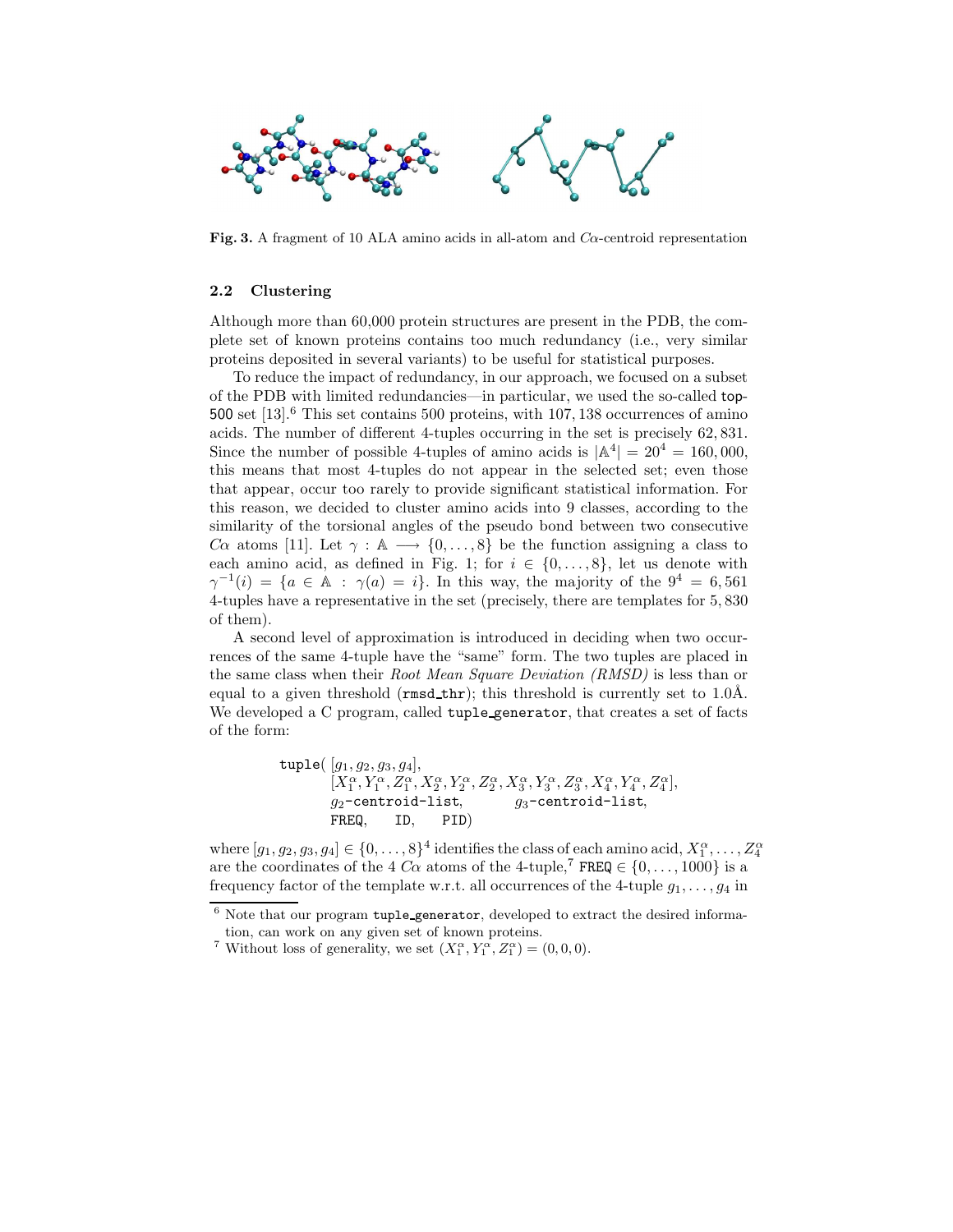**Fig. 3.** A fragment of 10 ALA amino acids in all-atom and $C\alpha$-centroid representation

### 2.2 Clustering

Although more than 60,000 protein structures are present in the PDB, the complete set of known proteins contains too much redundancy (i.e., very similar proteins deposited in several variants) to be useful for statistical purposes.

To reduce the impact of redundancy, in our approach, we focused on a subset of the PDB with limited redundancies—in particular, we used the so-called `top-500` set [13].[6] This set contains 500 proteins, with 107,138 occurrences of amino acids. The number of different 4-tuples occurring in the set is precisely 62,831. Since the number of possible 4-tuples of amino acids is $|\mathbb{A}^4| = 20^4 = 160,000$, this means that most 4-tuples do not appear in the selected set; even those that appear, occur too rarely to provide significant statistical information. For this reason, we decided to cluster amino acids into 9 classes, according to the similarity of the torsional angles of the pseudo bond between two consecutive $C\alpha$ atoms [11]. Let $\gamma : \mathbb{A} \longrightarrow \{0, \dots, 8\}$ be the function assigning a class to each amino acid, as defined in Fig. 1; for $i \in \{0, \dots, 8\}$, let us denote with $\gamma^{-1}(i) = \{a \in \mathbb{A} : \gamma(a) = i\}$. In this way, the majority of the $9^4 = 6,561$ 4-tuples have a representative in the set (precisely, there are templates for 5,830 of them).

A second level of approximation is introduced in deciding when two occurrences of the same 4-tuple have the "same" form. The two tuples are placed in the same class when their *Root Mean Square Deviation (RMSD)* is less than or equal to a given threshold (`rmsd_thr`); this threshold is currently set to 1.0Å. We developed a C program, called `tuple_generator`, that creates a set of facts of the form:

$$
\begin{array}{l}
\texttt{tuple(}\ [g_1, g_2, g_3, g_4],\\
\quad [X_1^\alpha, Y_1^\alpha, Z_1^\alpha, X_2^\alpha, Y_2^\alpha, Z_2^\alpha, X_3^\alpha, Y_3^\alpha, Z_3^\alpha, X_4^\alpha, Y_4^\alpha, Z_4^\alpha],\\
\quad g_2\texttt{-centroid-list}, \qquad g_3\texttt{-centroid-list},\\
\quad \texttt{FREQ}, \quad \texttt{ID}, \quad \texttt{PID)}
\end{array}
$$

where $[g_1, g_2, g_3, g_4] \in \{0, \dots, 8\}^4$ identifies the class of each amino acid, $X_1^\alpha, \dots, Z_4^\alpha$ are the coordinates of the 4 $C\alpha$ atoms of the 4-tuple,[7] $\texttt{FREQ} \in \{0, \dots, 1000\}$ is a frequency factor of the template w.r.t. all occurrences of the 4-tuple $g_1, \dots, g_4$ in

[6] Note that our program `tuple_generator`, developed to extract the desired information, can work on any given set of known proteins.

[7] Without loss of generality, we set $(X_1^\alpha, Y_1^\alpha, Z_1^\alpha) = (0, 0, 0)$.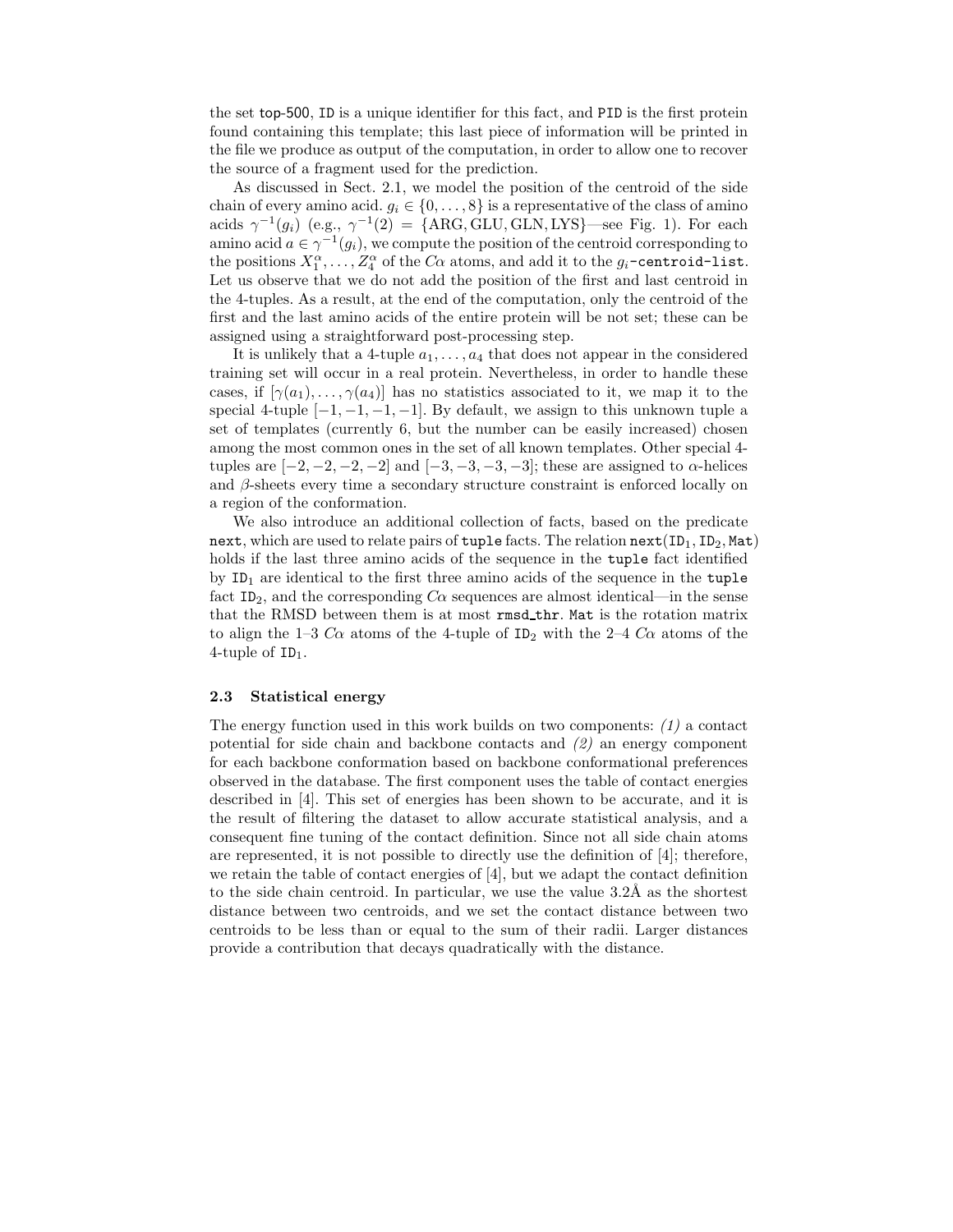the set top-500, ID is a unique identifier for this fact, and PID is the first protein found containing this template; this last piece of information will be printed in the file we produce as output of the computation, in order to allow one to recover the source of a fragment used for the prediction.

As discussed in Sect. 2.1, we model the position of the centroid of the side chain of every amino acid. $g_i \in \{0, \dots, 8\}$ is a representative of the class of amino acids $\gamma^{-1}(g_i)$ (e.g., $\gamma^{-1}(2) = \{\text{ARG}, \text{GLU}, \text{GLN}, \text{LYS}\}$—see Fig. 1). For each amino acid $a \in \gamma^{-1}(g_i)$, we compute the position of the centroid corresponding to the positions $X_1^\alpha, \dots, Z_4^\alpha$ of the $C\alpha$ atoms, and add it to the $g_i$-centroid-list. Let us observe that we do not add the position of the first and last centroid in the 4-tuples. As a result, at the end of the computation, only the centroid of the first and the last amino acids of the entire protein will be not set; these can be assigned using a straightforward post-processing step.

It is unlikely that a 4-tuple $a_1, \dots, a_4$ that does not appear in the considered training set will occur in a real protein. Nevertheless, in order to handle these cases, if $[\gamma(a_1), \dots, \gamma(a_4)]$ has no statistics associated to it, we map it to the special 4-tuple $[-1, -1, -1, -1]$. By default, we assign to this unknown tuple a set of templates (currently 6, but the number can be easily increased) chosen among the most common ones in the set of all known templates. Other special 4-tuples are $[-2, -2, -2, -2]$ and $[-3, -3, -3, -3]$; these are assigned to $\alpha$-helices and $\beta$-sheets every time a secondary structure constraint is enforced locally on a region of the conformation.

We also introduce an additional collection of facts, based on the predicate next, which are used to relate pairs of tuple facts. The relation next($\text{ID}_1$, $\text{ID}_2$, Mat) holds if the last three amino acids of the sequence in the tuple fact identified by $\text{ID}_1$ are identical to the first three amino acids of the sequence in the tuple fact $\text{ID}_2$, and the corresponding $C\alpha$ sequences are almost identical—in the sense that the RMSD between them is at most rmsd_thr. Mat is the rotation matrix to align the 1–3 $C\alpha$ atoms of the 4-tuple of $\text{ID}_2$ with the 2–4 $C\alpha$ atoms of the 4-tuple of $\text{ID}_1$.

### 2.3 Statistical energy

The energy function used in this work builds on two components: *(1)* a contact potential for side chain and backbone contacts and *(2)* an energy component for each backbone conformation based on backbone conformational preferences observed in the database. The first component uses the table of contact energies described in [4]. This set of energies has been shown to be accurate, and it is the result of filtering the dataset to allow accurate statistical analysis, and a consequent fine tuning of the contact definition. Since not all side chain atoms are represented, it is not possible to directly use the definition of [4]; therefore, we retain the table of contact energies of [4], but we adapt the contact definition to the side chain centroid. In particular, we use the value 3.2Å as the shortest distance between two centroids, and we set the contact distance between two centroids to be less than or equal to the sum of their radii. Larger distances provide a contribution that decays quadratically with the distance.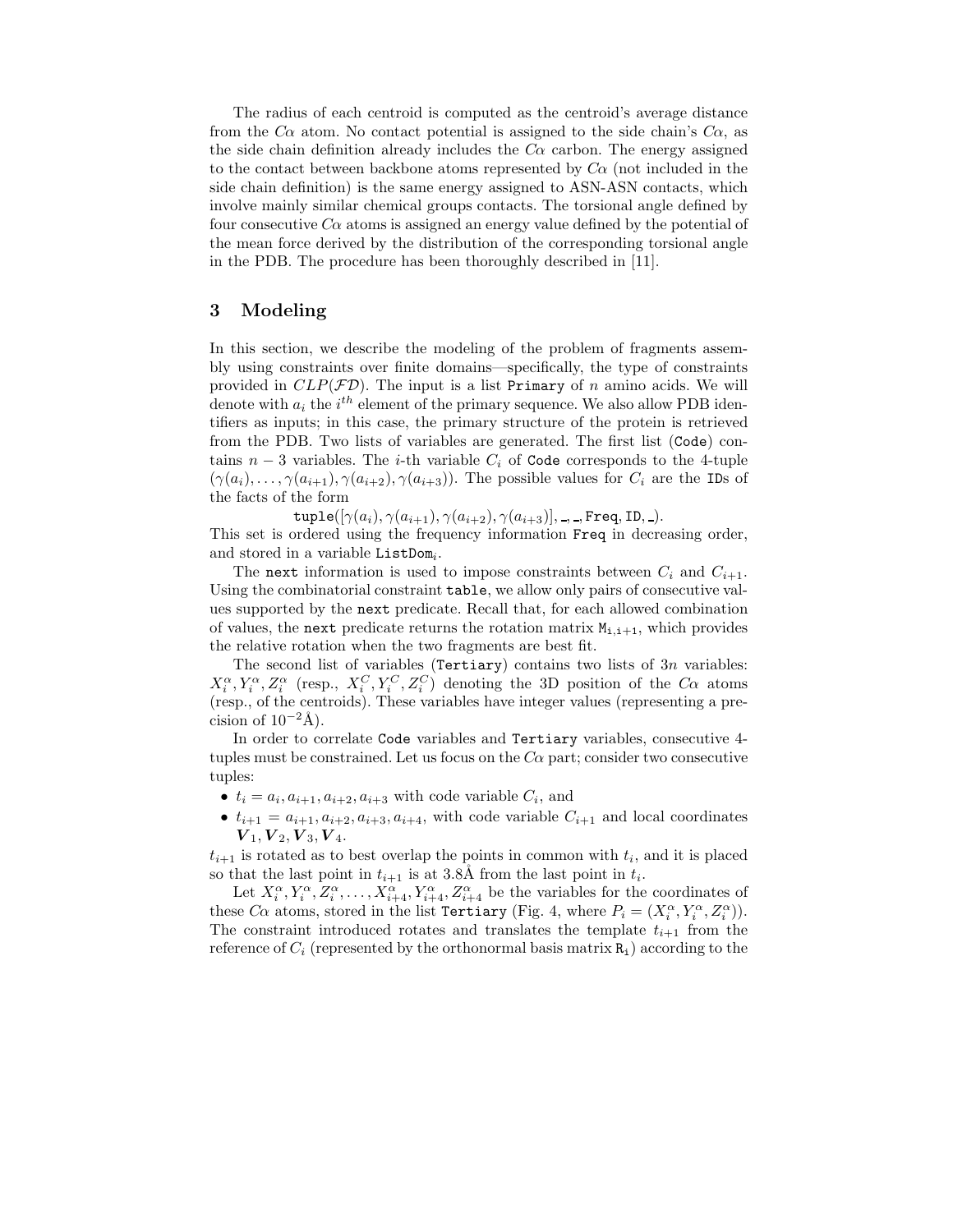The radius of each centroid is computed as the centroid's average distance from the $C\alpha$ atom. No contact potential is assigned to the side chain's $C\alpha$, as the side chain definition already includes the $C\alpha$ carbon. The energy assigned to the contact between backbone atoms represented by $C\alpha$ (not included in the side chain definition) is the same energy assigned to ASN-ASN contacts, which involve mainly similar chemical groups contacts. The torsional angle defined by four consecutive $C\alpha$ atoms is assigned an energy value defined by the potential of the mean force derived by the distribution of the corresponding torsional angle in the PDB. The procedure has been thoroughly described in [11].

## 3 Modeling

In this section, we describe the modeling of the problem of fragments assembly using constraints over finite domains—specifically, the type of constraints provided in $CLP(\mathcal{FD})$. The input is a list `Primary` of $n$ amino acids. We will denote with $a_i$ the $i^{th}$ element of the primary sequence. We also allow PDB identifiers as inputs; in this case, the primary structure of the protein is retrieved from the PDB. Two lists of variables are generated. The first list (`Code`) contains $n-3$ variables. The $i$-th variable $C_i$ of `Code` corresponds to the 4-tuple $(\gamma(a_i), \ldots, \gamma(a_{i+1}), \gamma(a_{i+2}), \gamma(a_{i+3}))$. The possible values for $C_i$ are the `ID`s of the facts of the form

$$\texttt{tuple}([\gamma(a_i), \gamma(a_{i+1}), \gamma(a_{i+2}), \gamma(a_{i+3})], \_, \_, \texttt{Freq}, \texttt{ID}, \_).$$

This set is ordered using the frequency information `Freq` in decreasing order, and stored in a variable $\texttt{ListDom}_i$.

The `next` information is used to impose constraints between $C_i$ and $C_{i+1}$. Using the combinatorial constraint `table`, we allow only pairs of consecutive values supported by the `next` predicate. Recall that, for each allowed combination of values, the `next` predicate returns the rotation matrix $\texttt{M}_{\texttt{i,i+1}}$, which provides the relative rotation when the two fragments are best fit.

The second list of variables (`Tertiary`) contains two lists of $3n$ variables: $X^{\alpha}_i, Y^{\alpha}_i, Z^{\alpha}_i$ (resp., $X^{C}_i, Y^{C}_i, Z^{C}_i$) denoting the 3D position of the $C\alpha$ atoms (resp., of the centroids). These variables have integer values (representing a precision of $10^{-2}$Å).

In order to correlate `Code` variables and `Tertiary` variables, consecutive 4-tuples must be constrained. Let us focus on the $C\alpha$ part; consider two consecutive tuples:

- $t_i = a_i, a_{i+1}, a_{i+2}, a_{i+3}$ with code variable $C_i$, and
- $t_{i+1} = a_{i+1}, a_{i+2}, a_{i+3}, a_{i+4}$, with code variable $C_{i+1}$ and local coordinates $\boldsymbol{V}_1, \boldsymbol{V}_2, \boldsymbol{V}_3, \boldsymbol{V}_4$.

$t_{i+1}$ is rotated as to best overlap the points in common with $t_i$, and it is placed so that the last point in $t_{i+1}$ is at 3.8Å from the last point in $t_i$.

Let $X^{\alpha}_i, Y^{\alpha}_i, Z^{\alpha}_i, \ldots, X^{\alpha}_{i+4}, Y^{\alpha}_{i+4}, Z^{\alpha}_{i+4}$ be the variables for the coordinates of these $C\alpha$ atoms, stored in the list `Tertiary` (Fig. 4, where $P_i = (X^{\alpha}_i, Y^{\alpha}_i, Z^{\alpha}_i)$). The constraint introduced rotates and translates the template $t_{i+1}$ from the reference of $C_i$ (represented by the orthonormal basis matrix $\texttt{R}_\texttt{i}$) according to the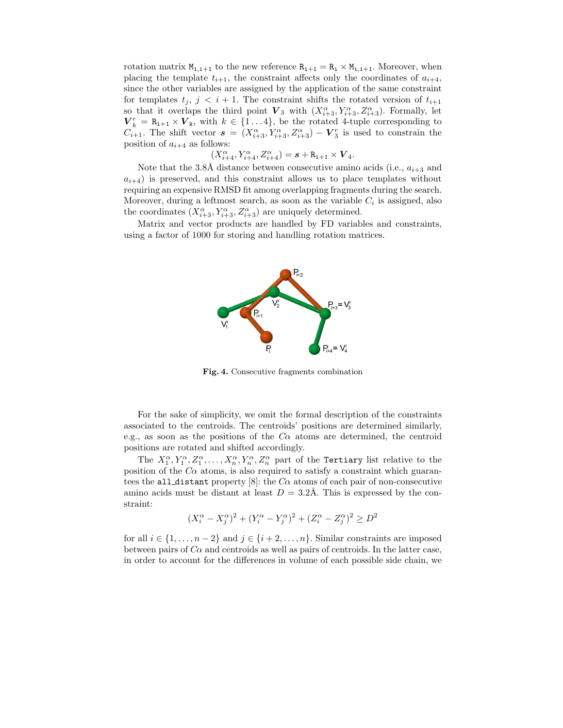rotation matrix $\mathtt{M_{i,i+1}}$ to the new reference $\mathtt{R_{i+1}} = \mathtt{R_i} \times \mathtt{M_{i,i+1}}$. Moreover, when placing the template $t_{i+1}$, the constraint affects only the coordinates of $a_{i+4}$, since the other variables are assigned by the application of the same constraint for templates $t_j$, $j < i+1$. The constraint shifts the rotated version of $t_{i+1}$ so that it overlaps the third point $\boldsymbol{V}_3$ with $(X^{\alpha}_{i+3}, Y^{\alpha}_{i+3}, Z^{\alpha}_{i+3})$. Formally, let $\boldsymbol{V}^r_k = \mathtt{R_{i+1}} \times \boldsymbol{V}_\mathtt{k}$, with $k \in \{1 \dots 4\}$, be the rotated 4-tuple corresponding to $C_{i+1}$. The shift vector $\boldsymbol{s} = (X^{\alpha}_{i+3}, Y^{\alpha}_{i+3}, Z^{\alpha}_{i+3}) - \boldsymbol{V}^r_3$ is used to constrain the position of $a_{i+4}$ as follows:

$$(X^{\alpha}_{i+4}, Y^{\alpha}_{i+4}, Z^{\alpha}_{i+4}) = \boldsymbol{s} + \mathtt{R_{i+1}} \times \boldsymbol{V}_4.$$

Note that the 3.8Å distance between consecutive amino acids (i.e., $a_{i+3}$ and $a_{i+4}$) is preserved, and this constraint allows us to place templates without requiring an expensive RMSD fit among overlapping fragments during the search. Moreover, during a leftmost search, as soon as the variable $C_i$ is assigned, also the coordinates $(X^{\alpha}_{i+3}, Y^{\alpha}_{i+3}, Z^{\alpha}_{i+3})$ are uniquely determined.

Matrix and vector products are handled by FD variables and constraints, using a factor of 1000 for storing and handling rotation matrices.

$P_{i+2}$

$V^r_2$

$P_{i+3} = V^r_3$

$V^r_1$

$P_{i+1}$

$P_i$

$P_{i+4} = V^r_4$

**Fig. 4.** Consecutive fragments combination

For the sake of simplicity, we omit the formal description of the constraints associated to the centroids. The centroids' positions are determined similarly, e.g., as soon as the positions of the $C\alpha$ atoms are determined, the centroid positions are rotated and shifted accordingly.

The $X^{\alpha}_1, Y^{\alpha}_1, Z^{\alpha}_1, \dots, X^{\alpha}_n, Y^{\alpha}_n, Z^{\alpha}_n$ part of the `Tertiary` list relative to the position of the $C\alpha$ atoms, is also required to satisfy a constraint which guarantees the `all_distant` property [8]: the $C\alpha$ atoms of each pair of non-consecutive amino acids must be distant at least $D = 3.2$Å. This is expressed by the constraint:

$$(X^{\alpha}_i - X^{\alpha}_j)^2 + (Y^{\alpha}_i - Y^{\alpha}_j)^2 + (Z^{\alpha}_i - Z^{\alpha}_j)^2 \geq D^2$$

for all $i \in \{1, \dots, n-2\}$ and $j \in \{i+2, \dots, n\}$. Similar constraints are imposed between pairs of $C\alpha$ and centroids as well as pairs of centroids. In the latter case, in order to account for the differences in volume of each possible side chain, we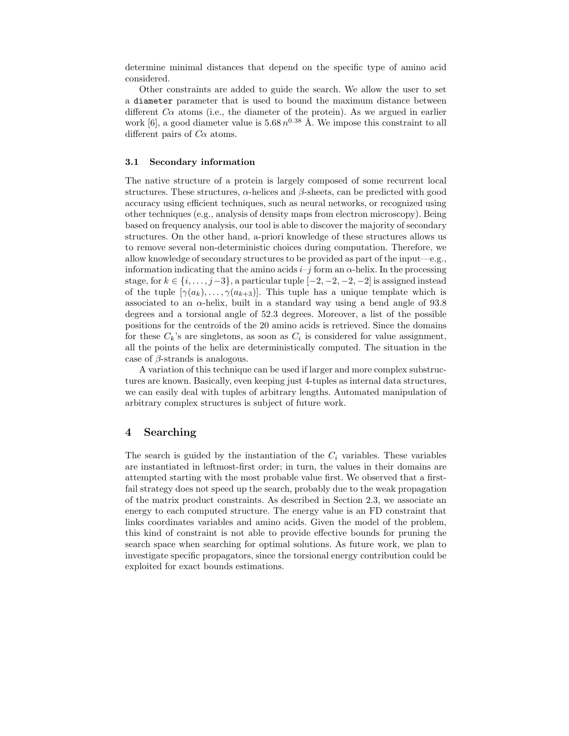determine minimal distances that depend on the specific type of amino acid considered.

Other constraints are added to guide the search. We allow the user to set a `diameter` parameter that is used to bound the maximum distance between different $C\alpha$ atoms (i.e., the diameter of the protein). As we argued in earlier work [6], a good diameter value is $5.68\,n^{0.38}$ Å. We impose this constraint to all different pairs of $C\alpha$ atoms.

### 3.1 Secondary information

The native structure of a protein is largely composed of some recurrent local structures. These structures, $\alpha$-helices and $\beta$-sheets, can be predicted with good accuracy using efficient techniques, such as neural networks, or recognized using other techniques (e.g., analysis of density maps from electron microscopy). Being based on frequency analysis, our tool is able to discover the majority of secondary structures. On the other hand, a-priori knowledge of these structures allows us to remove several non-deterministic choices during computation. Therefore, we allow knowledge of secondary structures to be provided as part of the input—e.g., information indicating that the amino acids $i$–$j$ form an $\alpha$-helix. In the processing stage, for $k \in \{i, \ldots, j-3\}$, a particular tuple $[-2, -2, -2, -2]$ is assigned instead of the tuple $[\gamma(a_k), \ldots, \gamma(a_{k+3})]$. This tuple has a unique template which is associated to an $\alpha$-helix, built in a standard way using a bend angle of 93.8 degrees and a torsional angle of 52.3 degrees. Moreover, a list of the possible positions for the centroids of the 20 amino acids is retrieved. Since the domains for these $C_k$'s are singletons, as soon as $C_i$ is considered for value assignment, all the points of the helix are deterministically computed. The situation in the case of $\beta$-strands is analogous.

A variation of this technique can be used if larger and more complex substructures are known. Basically, even keeping just 4-tuples as internal data structures, we can easily deal with tuples of arbitrary lengths. Automated manipulation of arbitrary complex structures is subject of future work.

## 4 Searching

The search is guided by the instantiation of the $C_i$ variables. These variables are instantiated in leftmost-first order; in turn, the values in their domains are attempted starting with the most probable value first. We observed that a first-fail strategy does not speed up the search, probably due to the weak propagation of the matrix product constraints. As described in Section 2.3, we associate an energy to each computed structure. The energy value is an FD constraint that links coordinates variables and amino acids. Given the model of the problem, this kind of constraint is not able to provide effective bounds for pruning the search space when searching for optimal solutions. As future work, we plan to investigate specific propagators, since the torsional energy contribution could be exploited for exact bounds estimations.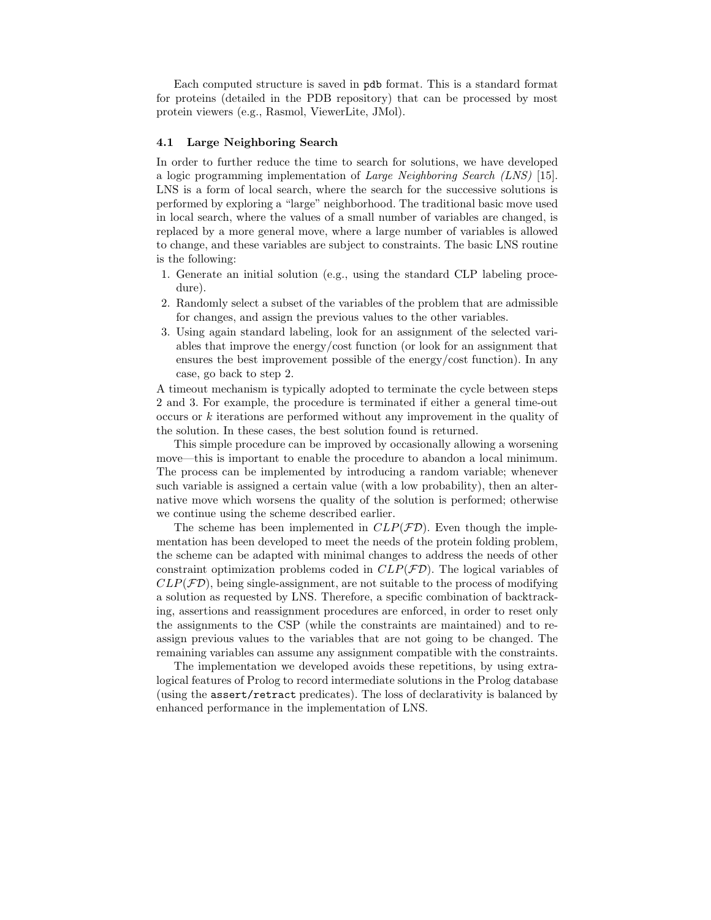Each computed structure is saved in `pdb` format. This is a standard format for proteins (detailed in the PDB repository) that can be processed by most protein viewers (e.g., Rasmol, ViewerLite, JMol).

### 4.1 Large Neighboring Search

In order to further reduce the time to search for solutions, we have developed a logic programming implementation of *Large Neighboring Search (LNS)* [15]. LNS is a form of local search, where the search for the successive solutions is performed by exploring a "large" neighborhood. The traditional basic move used in local search, where the values of a small number of variables are changed, is replaced by a more general move, where a large number of variables is allowed to change, and these variables are subject to constraints. The basic LNS routine is the following:

1. Generate an initial solution (e.g., using the standard CLP labeling procedure).
2. Randomly select a subset of the variables of the problem that are admissible for changes, and assign the previous values to the other variables.
3. Using again standard labeling, look for an assignment of the selected variables that improve the energy/cost function (or look for an assignment that ensures the best improvement possible of the energy/cost function). In any case, go back to step 2.

A timeout mechanism is typically adopted to terminate the cycle between steps 2 and 3. For example, the procedure is terminated if either a general time-out occurs or $k$ iterations are performed without any improvement in the quality of the solution. In these cases, the best solution found is returned.

This simple procedure can be improved by occasionally allowing a worsening move—this is important to enable the procedure to abandon a local minimum. The process can be implemented by introducing a random variable; whenever such variable is assigned a certain value (with a low probability), then an alternative move which worsens the quality of the solution is performed; otherwise we continue using the scheme described earlier.

The scheme has been implemented in $CLP(\mathcal{FD})$. Even though the implementation has been developed to meet the needs of the protein folding problem, the scheme can be adapted with minimal changes to address the needs of other constraint optimization problems coded in $CLP(\mathcal{FD})$. The logical variables of $CLP(\mathcal{FD})$, being single-assignment, are not suitable to the process of modifying a solution as requested by LNS. Therefore, a specific combination of backtracking, assertions and reassignment procedures are enforced, in order to reset only the assignments to the CSP (while the constraints are maintained) and to reassign previous values to the variables that are not going to be changed. The remaining variables can assume any assignment compatible with the constraints.

The implementation we developed avoids these repetitions, by using extra-logical features of Prolog to record intermediate solutions in the Prolog database (using the `assert/retract` predicates). The loss of declarativity is balanced by enhanced performance in the implementation of LNS.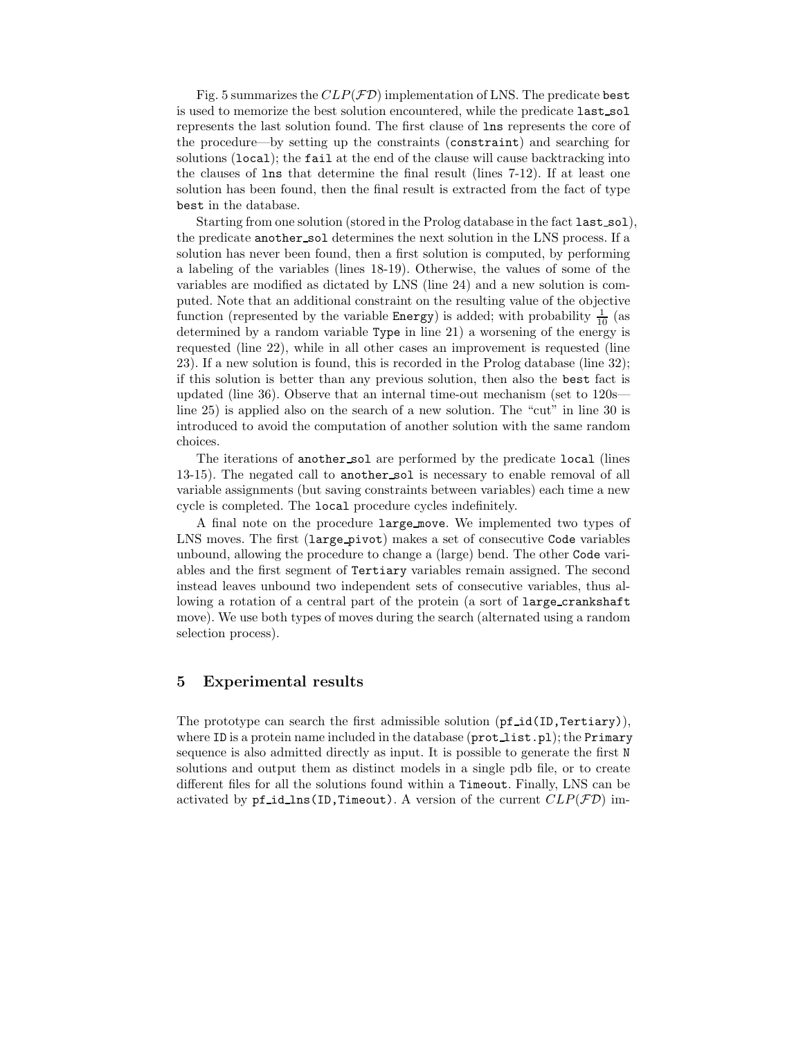Fig. 5 summarizes the $CLP(\mathcal{FD})$ implementation of LNS. The predicate `best` is used to memorize the best solution encountered, while the predicate `last_sol` represents the last solution found. The first clause of `lns` represents the core of the procedure—by setting up the constraints (`constraint`) and searching for solutions (`local`); the `fail` at the end of the clause will cause backtracking into the clauses of `lns` that determine the final result (lines 7-12). If at least one solution has been found, then the final result is extracted from the fact of type `best` in the database.

Starting from one solution (stored in the Prolog database in the fact `last_sol`), the predicate `another_sol` determines the next solution in the LNS process. If a solution has never been found, then a first solution is computed, by performing a labeling of the variables (lines 18-19). Otherwise, the values of some of the variables are modified as dictated by LNS (line 24) and a new solution is computed. Note that an additional constraint on the resulting value of the objective function (represented by the variable `Energy`) is added; with probability $\frac{1}{10}$ (as determined by a random variable `Type` in line 21) a worsening of the energy is requested (line 22), while in all other cases an improvement is requested (line 23). If a new solution is found, this is recorded in the Prolog database (line 32); if this solution is better than any previous solution, then also the `best` fact is updated (line 36). Observe that an internal time-out mechanism (set to 120s—line 25) is applied also on the search of a new solution. The "cut" in line 30 is introduced to avoid the computation of another solution with the same random choices.

The iterations of `another_sol` are performed by the predicate `local` (lines 13-15). The negated call to `another_sol` is necessary to enable removal of all variable assignments (but saving constraints between variables) each time a new cycle is completed. The `local` procedure cycles indefinitely.

A final note on the procedure `large_move`. We implemented two types of LNS moves. The first (`large_pivot`) makes a set of consecutive `Code` variables unbound, allowing the procedure to change a (large) bend. The other `Code` variables and the first segment of `Tertiary` variables remain assigned. The second instead leaves unbound two independent sets of consecutive variables, thus allowing a rotation of a central part of the protein (a sort of `large_crankshaft` move). We use both types of moves during the search (alternated using a random selection process).

## 5 Experimental results

The prototype can search the first admissible solution (`pf_id(ID,Tertiary)`), where `ID` is a protein name included in the database (`prot_list.pl`); the `Primary` sequence is also admitted directly as input. It is possible to generate the first `N` solutions and output them as distinct models in a single pdb file, or to create different files for all the solutions found within a `Timeout`. Finally, LNS can be activated by `pf_id_lns(ID,Timeout)`. A version of the current $CLP(\mathcal{FD})$ im-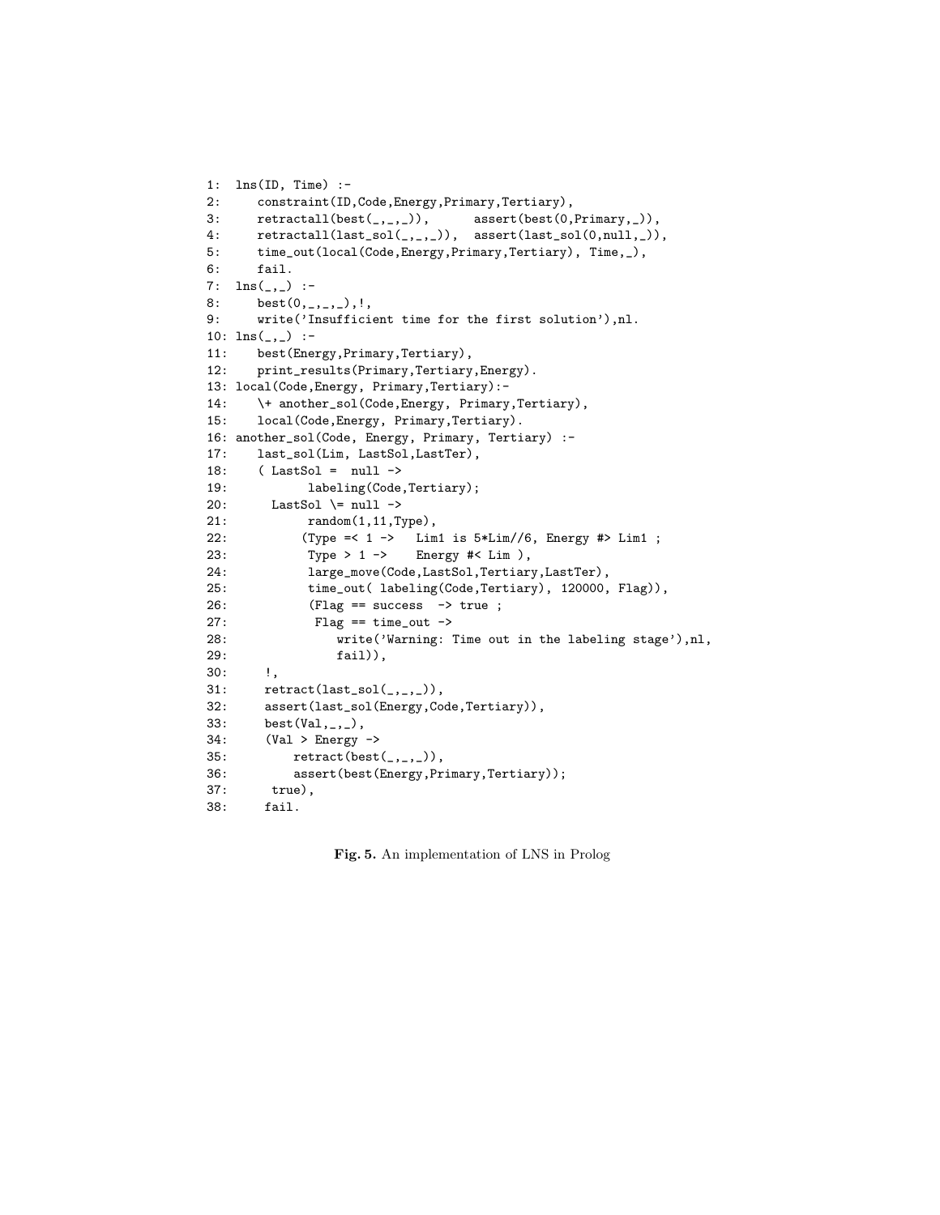```
1:  lns(ID, Time) :-
2:     constraint(ID,Code,Energy,Primary,Tertiary),
3:     retractall(best(_,_,_)),      assert(best(0,Primary,_)),
4:     retractall(last_sol(_,_,_)),  assert(last_sol(0,null,_)),
5:     time_out(local(Code,Energy,Primary,Tertiary), Time,_),
6:     fail.
7:  lns(_,_) :-
8:     best(0,_,_,_),!,
9:     write('Insufficient time for the first solution'),nl.
10: lns(_,_) :-
11:    best(Energy,Primary,Tertiary),
12:    print_results(Primary,Tertiary,Energy).
13: local(Code,Energy, Primary,Tertiary):-
14:    \+ another_sol(Code,Energy, Primary,Tertiary),
15:    local(Code,Energy, Primary,Tertiary).
16: another_sol(Code, Energy, Primary, Tertiary) :-
17:    last_sol(Lim, LastSol,LastTer),
18:    ( LastSol =  null ->
19:           labeling(Code,Tertiary);
20:      LastSol \= null ->
21:           random(1,11,Type),
22:          (Type =< 1 ->   Lim1 is 5*Lim//6, Energy #> Lim1 ;
23:           Type > 1 ->    Energy #< Lim ),
24:           large_move(Code,LastSol,Tertiary,LastTer),
25:           time_out( labeling(Code,Tertiary), 120000, Flag)),
26:           (Flag == success  -> true ;
27:            Flag == time_out ->
28:               write('Warning: Time out in the labeling stage'),nl,
29:               fail)),
30:     !,
31:     retract(last_sol(_,_,_)),
32:     assert(last_sol(Energy,Code,Tertiary)),
33:     best(Val,_,_),
34:     (Val > Energy ->
35:         retract(best(_,_,_)),
36:         assert(best(Energy,Primary,Tertiary));
37:      true),
38:     fail.
```

**Fig. 5.** An implementation of LNS in Prolog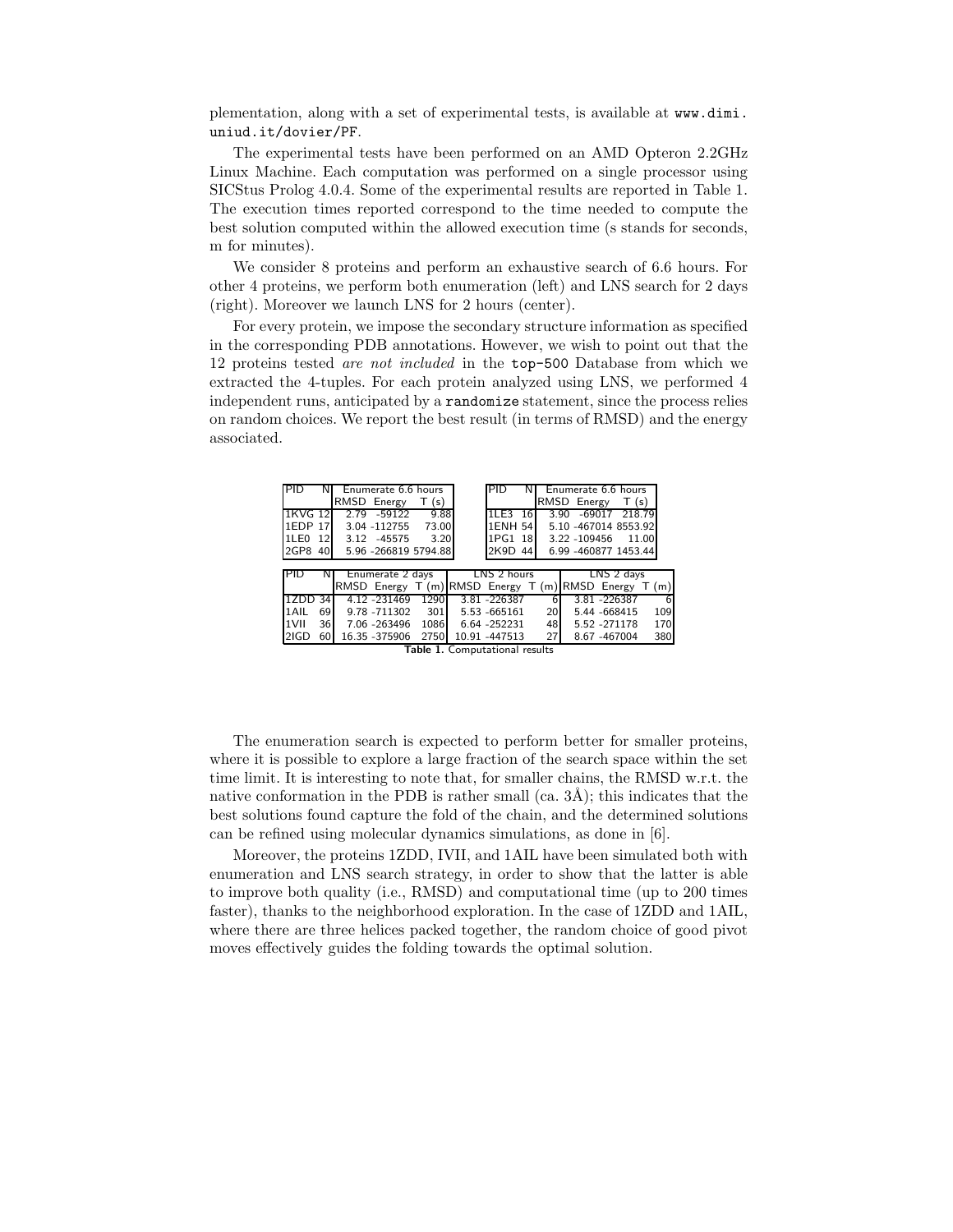plementation, along with a set of experimental tests, is available at `www.dimi.uniud.it/dovier/PF`.

The experimental tests have been performed on an AMD Opteron 2.2GHz Linux Machine. Each computation was performed on a single processor using SICStus Prolog 4.0.4. Some of the experimental results are reported in Table 1. The execution times reported correspond to the time needed to compute the best solution computed within the allowed execution time (s stands for seconds, m for minutes).

We consider 8 proteins and perform an exhaustive search of 6.6 hours. For other 4 proteins, we perform both enumeration (left) and LNS search for 2 days (right). Moreover we launch LNS for 2 hours (center).

For every protein, we impose the secondary structure information as specified in the corresponding PDB annotations. However, we wish to point out that the 12 proteins tested *are not included* in the `top-500` Database from which we extracted the 4-tuples. For each protein analyzed using LNS, we performed 4 independent runs, anticipated by a `randomize` statement, since the process relies on random choices. We report the best result (in terms of RMSD) and the energy associated.

| PID | N | Enumerate 6.6 hours | | |
|---|---|---|---|---|
| | | RMSD | Energy | T (s) |
| 1KVG | 12 | 2.79 | -59122 | 9.88 |
| 1EDP | 17 | 3.04 | -112755 | 73.00 |
| 1LE0 | 12 | 3.12 | -45575 | 3.20 |
| 2GP8 | 40 | 5.96 | -266819 | 5794.88 |

| PID | N | Enumerate 6.6 hours | | |
|---|---|---|---|---|
| | | RMSD | Energy | T (s) |
| 1LE3 | 16 | 3.90 | -69017 | 218.79 |
| 1ENH | 54 | 5.10 | -467014 | 8553.92 |
| 1PG1 | 18 | 3.22 | -109456 | 11.00 |
| 2K9D | 44 | 6.99 | -460877 | 1453.44 |

| PID | N | Enumerate 2 days | | | LNS 2 hours | | | LNS 2 days | | |
|---|---|---|---|---|---|---|---|---|---|---|
| | | RMSD | Energy | T (m) | RMSD | Energy | T (m) | RMSD | Energy | T (m) |
| 1ZDD | 34 | 4.12 | -231469 | 1290 | 3.81 | -226387 | 6 | 3.81 | -226387 | 6 |
| 1AIL | 69 | 9.78 | -711302 | 301 | 5.53 | -665161 | 20 | 5.44 | -668415 | 109 |
| 1VII | 36 | 7.06 | -263496 | 1086 | 6.64 | -252231 | 48 | 5.52 | -271178 | 170 |
| 2IGD | 60 | 16.35 | -375906 | 2750 | 10.91 | -447513 | 27 | 8.67 | -467004 | 380 |

**Table 1.** Computational results

The enumeration search is expected to perform better for smaller proteins, where it is possible to explore a large fraction of the search space within the set time limit. It is interesting to note that, for smaller chains, the RMSD w.r.t. the native conformation in the PDB is rather small (ca. 3Å); this indicates that the best solutions found capture the fold of the chain, and the determined solutions can be refined using molecular dynamics simulations, as done in [6].

Moreover, the proteins 1ZDD, IVII, and 1AIL have been simulated both with enumeration and LNS search strategy, in order to show that the latter is able to improve both quality (i.e., RMSD) and computational time (up to 200 times faster), thanks to the neighborhood exploration. In the case of 1ZDD and 1AIL, where there are three helices packed together, the random choice of good pivot moves effectively guides the folding towards the optimal solution.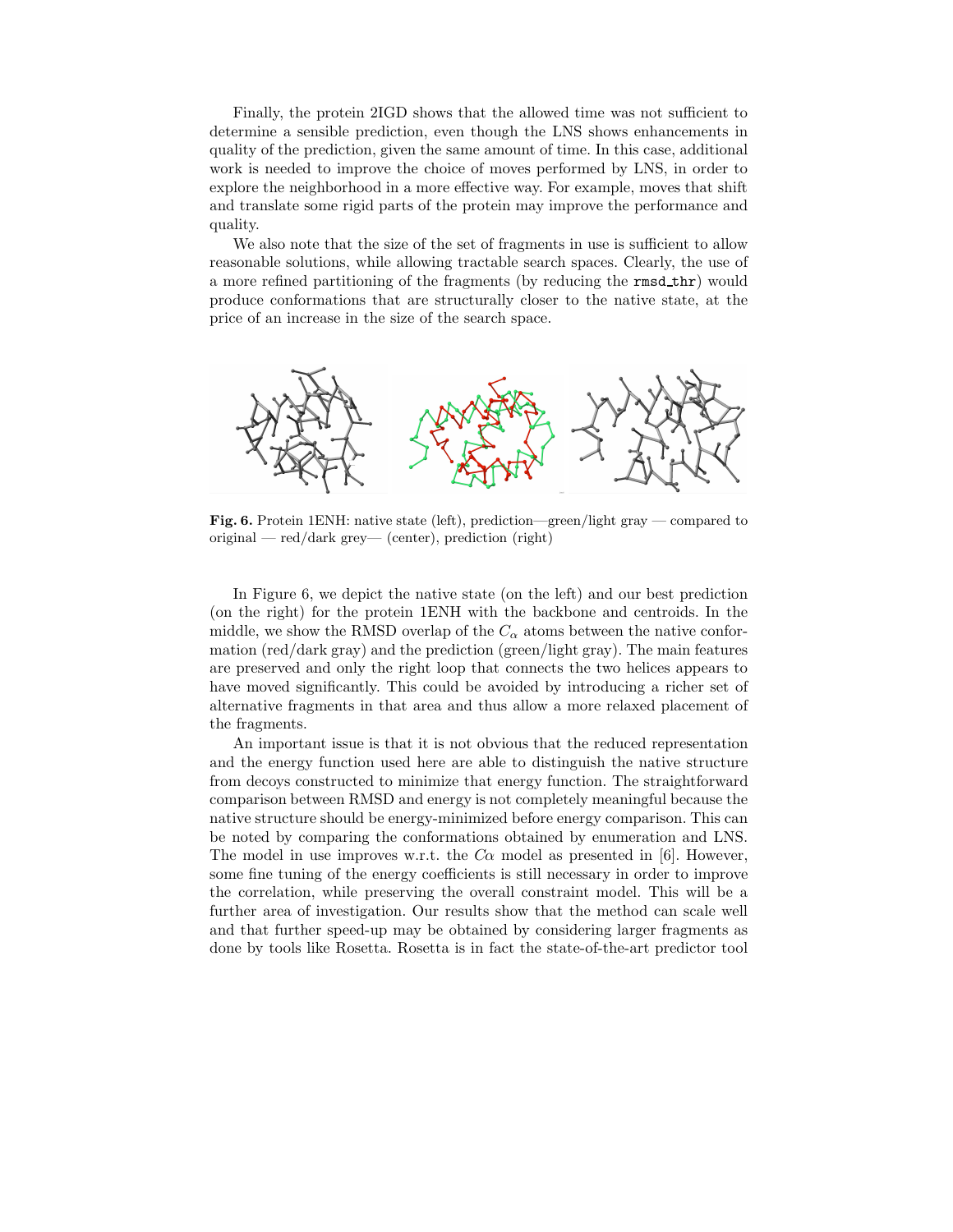Finally, the protein 2IGD shows that the allowed time was not sufficient to determine a sensible prediction, even though the LNS shows enhancements in quality of the prediction, given the same amount of time. In this case, additional work is needed to improve the choice of moves performed by LNS, in order to explore the neighborhood in a more effective way. For example, moves that shift and translate some rigid parts of the protein may improve the performance and quality.

We also note that the size of the set of fragments in use is sufficient to allow reasonable solutions, while allowing tractable search spaces. Clearly, the use of a more refined partitioning of the fragments (by reducing the `rmsd_thr`) would produce conformations that are structurally closer to the native state, at the price of an increase in the size of the search space.

**Fig. 6.** Protein 1ENH: native state (left), prediction—green/light gray — compared to original — red/dark grey— (center), prediction (right)

In Figure 6, we depict the native state (on the left) and our best prediction (on the right) for the protein 1ENH with the backbone and centroids. In the middle, we show the RMSD overlap of the $C_\alpha$ atoms between the native conformation (red/dark gray) and the prediction (green/light gray). The main features are preserved and only the right loop that connects the two helices appears to have moved significantly. This could be avoided by introducing a richer set of alternative fragments in that area and thus allow a more relaxed placement of the fragments.

An important issue is that it is not obvious that the reduced representation and the energy function used here are able to distinguish the native structure from decoys constructed to minimize that energy function. The straightforward comparison between RMSD and energy is not completely meaningful because the native structure should be energy-minimized before energy comparison. This can be noted by comparing the conformations obtained by enumeration and LNS. The model in use improves w.r.t. the $C\alpha$ model as presented in [6]. However, some fine tuning of the energy coefficients is still necessary in order to improve the correlation, while preserving the overall constraint model. This will be a further area of investigation. Our results show that the method can scale well and that further speed-up may be obtained by considering larger fragments as done by tools like Rosetta. Rosetta is in fact the state-of-the-art predictor tool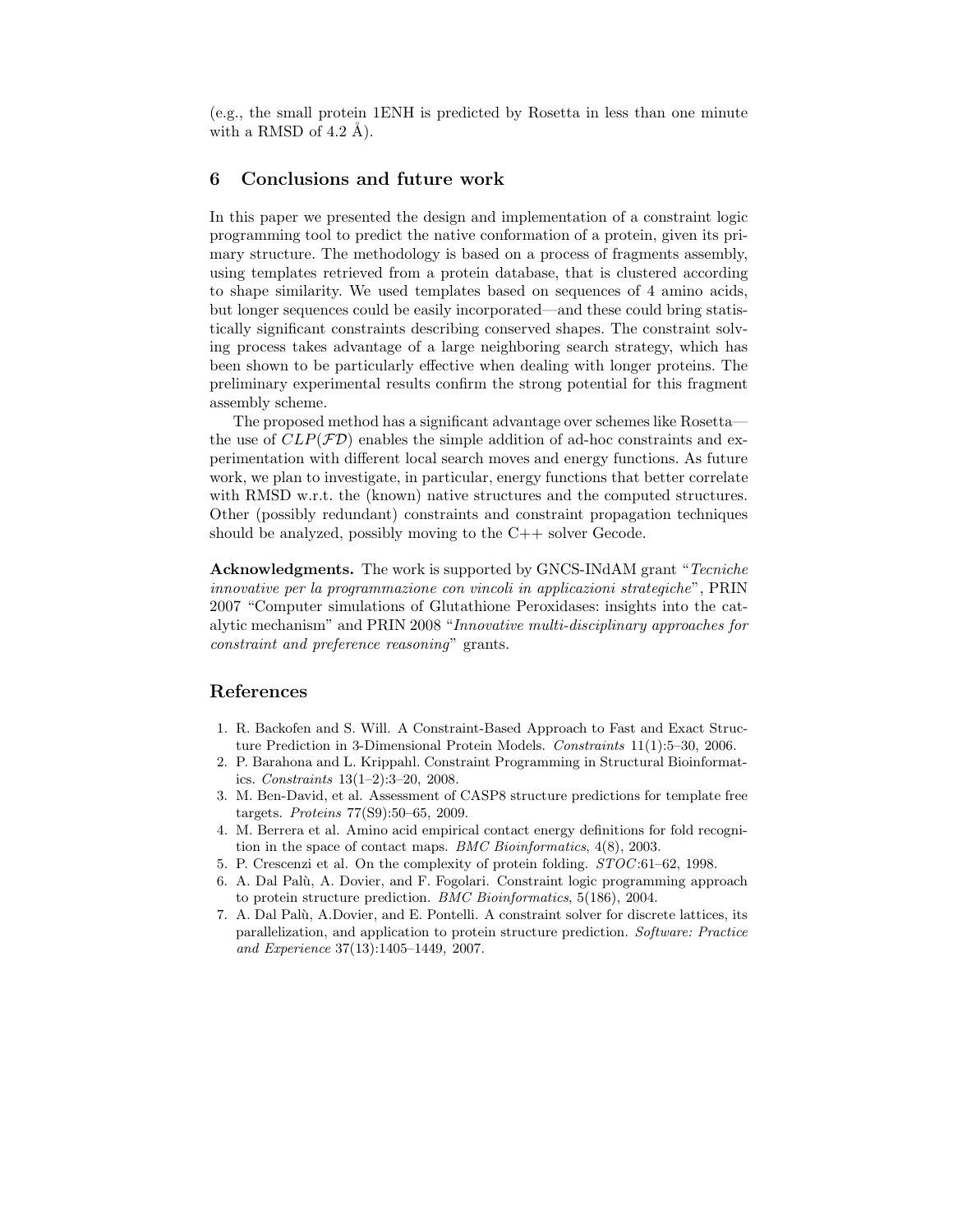(e.g., the small protein 1ENH is predicted by Rosetta in less than one minute with a RMSD of 4.2 Å).

## 6 Conclusions and future work

In this paper we presented the design and implementation of a constraint logic programming tool to predict the native conformation of a protein, given its primary structure. The methodology is based on a process of fragments assembly, using templates retrieved from a protein database, that is clustered according to shape similarity. We used templates based on sequences of 4 amino acids, but longer sequences could be easily incorporated—and these could bring statistically significant constraints describing conserved shapes. The constraint solving process takes advantage of a large neighboring search strategy, which has been shown to be particularly effective when dealing with longer proteins. The preliminary experimental results confirm the strong potential for this fragment assembly scheme.

The proposed method has a significant advantage over schemes like Rosetta—the use of $CLP(\mathcal{FD})$ enables the simple addition of ad-hoc constraints and experimentation with different local search moves and energy functions. As future work, we plan to investigate, in particular, energy functions that better correlate with RMSD w.r.t. the (known) native structures and the computed structures. Other (possibly redundant) constraints and constraint propagation techniques should be analyzed, possibly moving to the C++ solver Gecode.

**Acknowledgments.** The work is supported by GNCS-INdAM grant "*Tecniche innovative per la programmazione con vincoli in applicazioni strategiche*", PRIN 2007 "Computer simulations of Glutathione Peroxidases: insights into the catalytic mechanism" and PRIN 2008 "*Innovative multi-disciplinary approaches for constraint and preference reasoning*" grants.

## References

1. R. Backofen and S. Will. A Constraint-Based Approach to Fast and Exact Structure Prediction in 3-Dimensional Protein Models. *Constraints* 11(1):5–30, 2006.
2. P. Barahona and L. Krippahl. Constraint Programming in Structural Bioinformatics. *Constraints* 13(1–2):3–20, 2008.
3. M. Ben-David, et al. Assessment of CASP8 structure predictions for template free targets. *Proteins* 77(S9):50–65, 2009.
4. M. Berrera et al. Amino acid empirical contact energy definitions for fold recognition in the space of contact maps. *BMC Bioinformatics*, 4(8), 2003.
5. P. Crescenzi et al. On the complexity of protein folding. *STOC*:61–62, 1998.
6. A. Dal Palù, A. Dovier, and F. Fogolari. Constraint logic programming approach to protein structure prediction. *BMC Bioinformatics*, 5(186), 2004.
7. A. Dal Palù, A.Dovier, and E. Pontelli. A constraint solver for discrete lattices, its parallelization, and application to protein structure prediction. *Software: Practice and Experience* 37(13):1405–1449, 2007.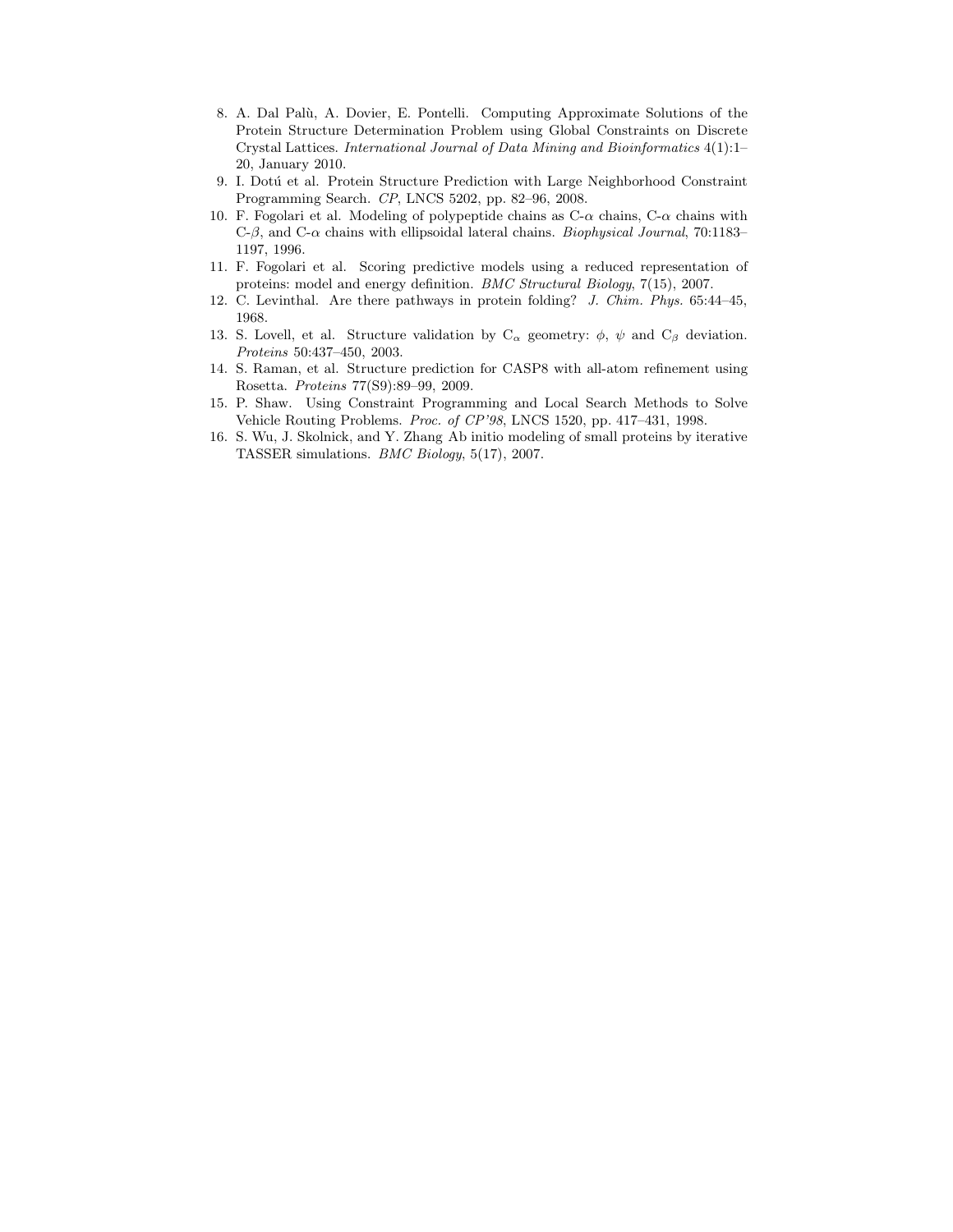8. A. Dal Palù, A. Dovier, E. Pontelli. Computing Approximate Solutions of the Protein Structure Determination Problem using Global Constraints on Discrete Crystal Lattices. *International Journal of Data Mining and Bioinformatics* 4(1):1–20, January 2010.
9. I. Dotú et al. Protein Structure Prediction with Large Neighborhood Constraint Programming Search. *CP*, LNCS 5202, pp. 82–96, 2008.
10. F. Fogolari et al. Modeling of polypeptide chains as C-$\alpha$ chains, C-$\alpha$ chains with C-$\beta$, and C-$\alpha$ chains with ellipsoidal lateral chains. *Biophysical Journal*, 70:1183–1197, 1996.
11. F. Fogolari et al. Scoring predictive models using a reduced representation of proteins: model and energy definition. *BMC Structural Biology*, 7(15), 2007.
12. C. Levinthal. Are there pathways in protein folding? *J. Chim. Phys.* 65:44–45, 1968.
13. S. Lovell, et al. Structure validation by $C_\alpha$ geometry: $\phi$, $\psi$ and $C_\beta$ deviation. *Proteins* 50:437–450, 2003.
14. S. Raman, et al. Structure prediction for CASP8 with all-atom refinement using Rosetta. *Proteins* 77(S9):89–99, 2009.
15. P. Shaw. Using Constraint Programming and Local Search Methods to Solve Vehicle Routing Problems. *Proc. of CP'98*, LNCS 1520, pp. 417–431, 1998.
16. S. Wu, J. Skolnick, and Y. Zhang Ab initio modeling of small proteins by iterative TASSER simulations. *BMC Biology*, 5(17), 2007.